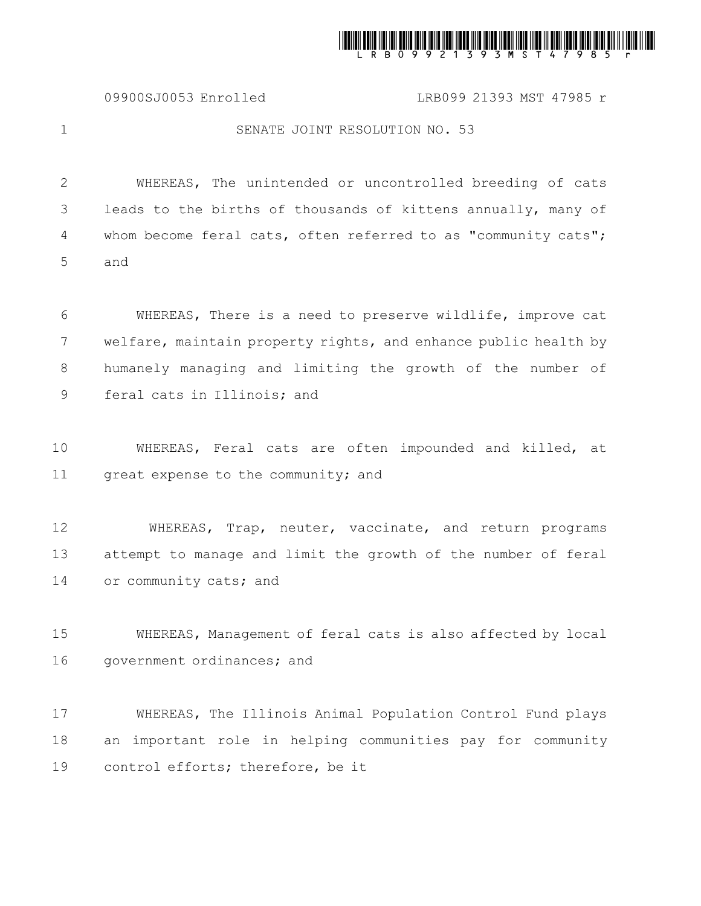09900SJ0053 Enrolled LRB099 21393 MST 47985 r

# SENATE JOINT RESOLUTION NO. 53

WHEREAS, The unintended or uncontrolled breeding of cats leads to the births of thousands of kittens annually, many of whom become feral cats, often referred to as "community cats"; and

WHEREAS, There is a need to preserve wildlife, improve cat welfare, maintain property rights, and enhance public health by humanely managing and limiting the growth of the number of feral cats in Illinois; and

WHEREAS, Feral cats are often impounded and killed, at great expense to the community; and

WHEREAS, Trap, neuter, vaccinate, and return programs attempt to manage and limit the growth of the number of feral or community cats; and

WHEREAS, Management of feral cats is also affected by local government ordinances; and

WHEREAS, The Illinois Animal Population Control Fund plays an important role in helping communities pay for community control efforts; therefore, be it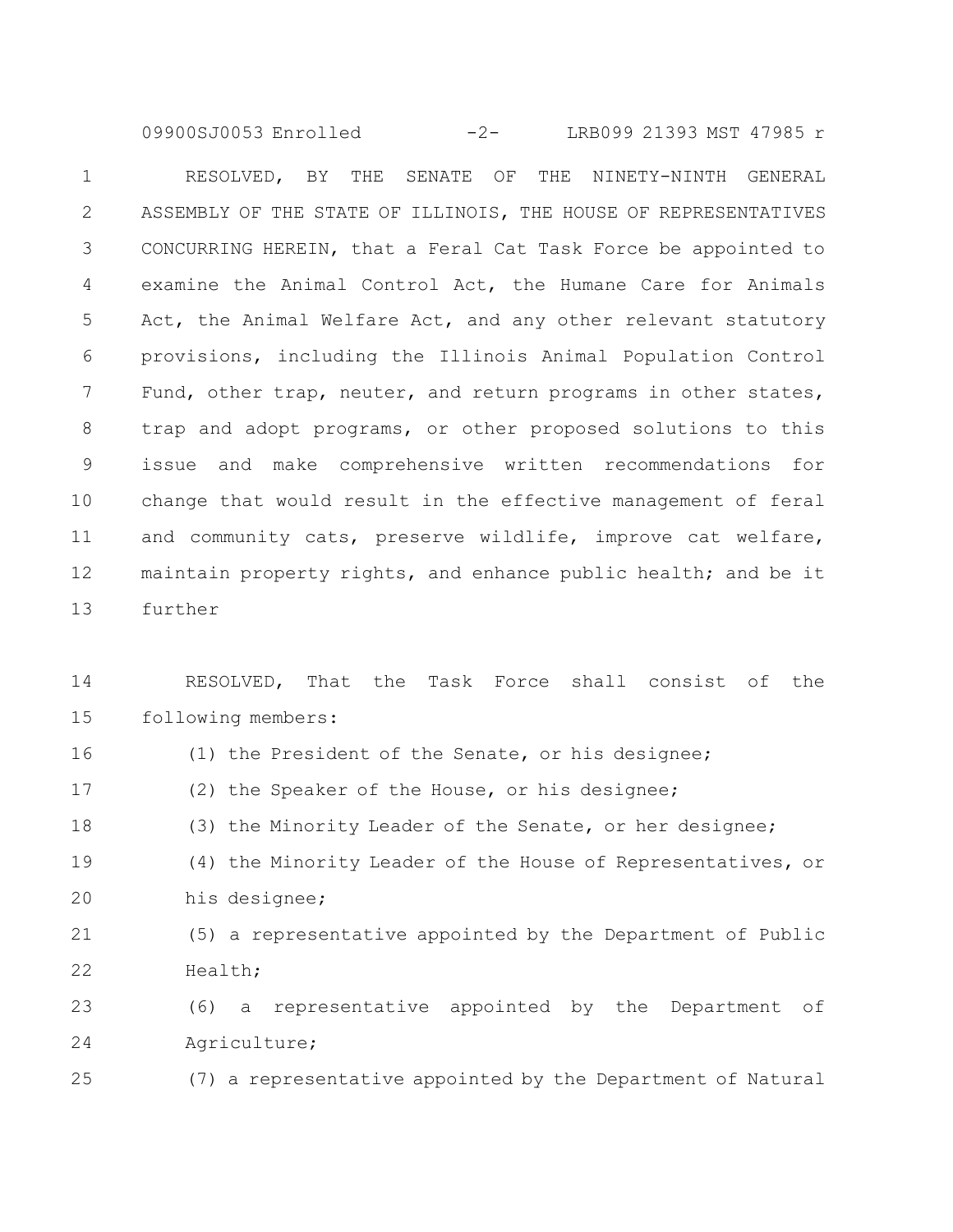RESOLVED, BY THE SENATE OF THE NINETY-NINTH GENERAL ASSEMBLY OF THE STATE OF ILLINOIS, THE HOUSE OF REPRESENTATIVES CONCURRING HEREIN, that a Feral Cat Task Force be appointed to examine the Animal Control Act, the Humane Care for Animals Act, the Animal Welfare Act, and any other relevant statutory provisions, including the Illinois Animal Population Control Fund, other trap, neuter, and return programs in other states, trap and adopt programs, or other proposed solutions to this issue and make comprehensive written recommendations for change that would result in the effective management of feral and community cats, preserve wildlife, improve cat welfare, maintain property rights, and enhance public health; and be it further

RESOLVED, That the Task Force shall consist of the following members:

(1) the President of the Senate, or his designee;

(2) the Speaker of the House, or his designee;

(3) the Minority Leader of the Senate, or her designee;

(4) the Minority Leader of the House of Representatives, or his designee;

(5) a representative appointed by the Department of Public Health;

(6) a representative appointed by the Department of Agriculture;

(7) a representative appointed by the Department of Natural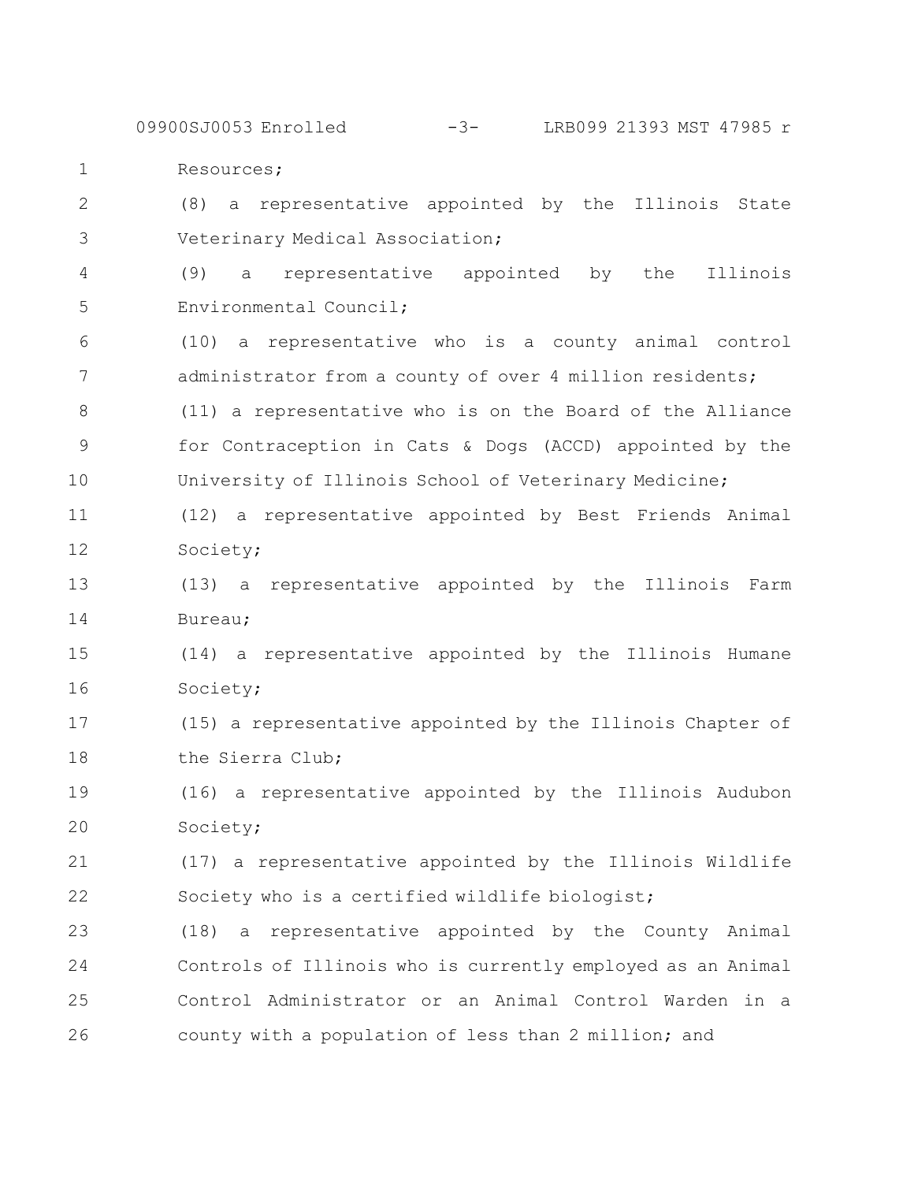Resources;

(8) a representative appointed by the Illinois State Veterinary Medical Association;

(9) a representative appointed by the Illinois Environmental Council;

(10) a representative who is a county animal control administrator from a county of over 4 million residents;

(11) a representative who is on the Board of the Alliance for Contraception in Cats & Dogs (ACCD) appointed by the University of Illinois School of Veterinary Medicine;

(12) a representative appointed by Best Friends Animal Society;

(13) a representative appointed by the Illinois Farm Bureau;

(14) a representative appointed by the Illinois Humane Society;

(15) a representative appointed by the Illinois Chapter of the Sierra Club;

(16) a representative appointed by the Illinois Audubon Society;

(17) a representative appointed by the Illinois Wildlife Society who is a certified wildlife biologist;

(18) a representative appointed by the County Animal Controls of Illinois who is currently employed as an Animal Control Administrator or an Animal Control Warden in a county with a population of less than 2 million; and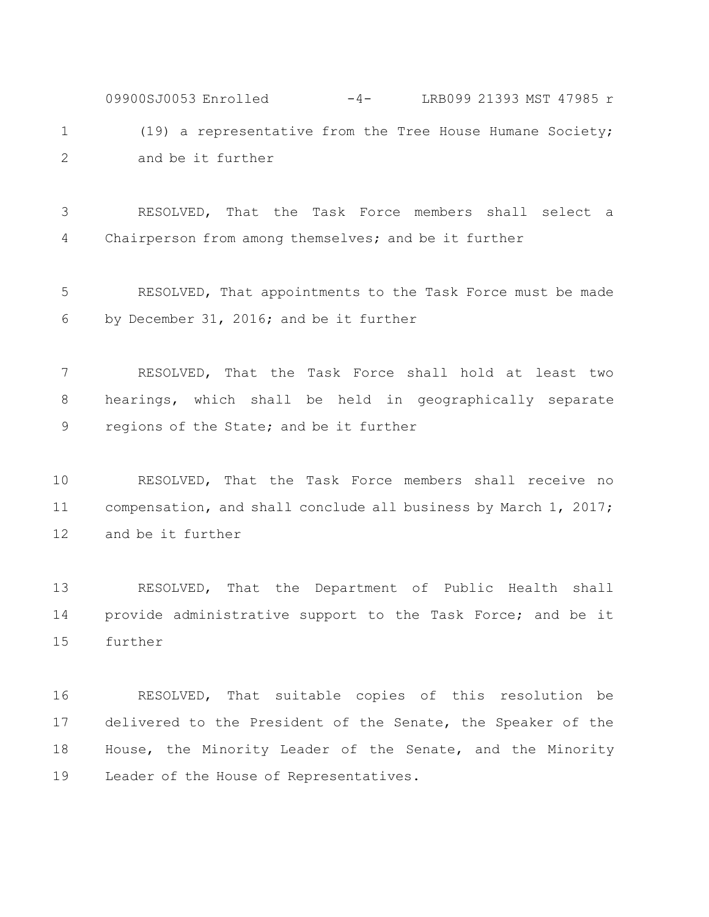(19) a representative from the Tree House Humane Society; and be it further

RESOLVED, That the Task Force members shall select a Chairperson from among themselves; and be it further

RESOLVED, That appointments to the Task Force must be made by December 31, 2016; and be it further

RESOLVED, That the Task Force shall hold at least two hearings, which shall be held in geographically separate regions of the State; and be it further

RESOLVED, That the Task Force members shall receive no compensation, and shall conclude all business by March 1, 2017; and be it further

RESOLVED, That the Department of Public Health shall provide administrative support to the Task Force; and be it further

RESOLVED, That suitable copies of this resolution be delivered to the President of the Senate, the Speaker of the House, the Minority Leader of the Senate, and the Minority Leader of the House of Representatives.